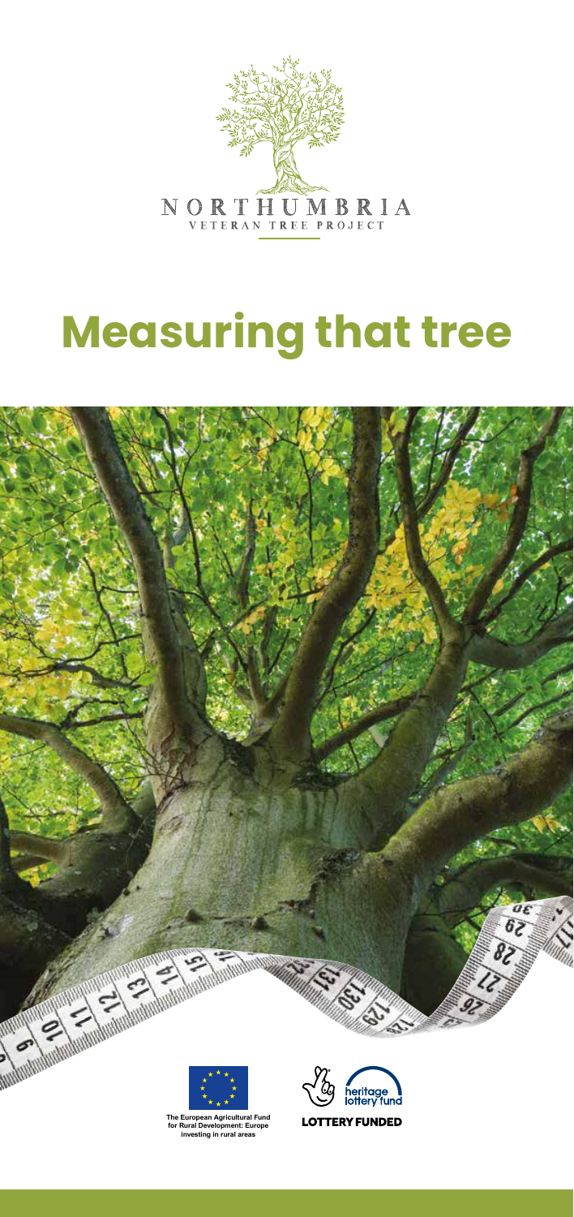NORTHUMBRIA

VETERAN TREE PROJECT

# Measuring that tree

The European Agricultural Fund for Rural Development: Europe investing in rural areas

heritage lottery fund

LOTTERY FUNDED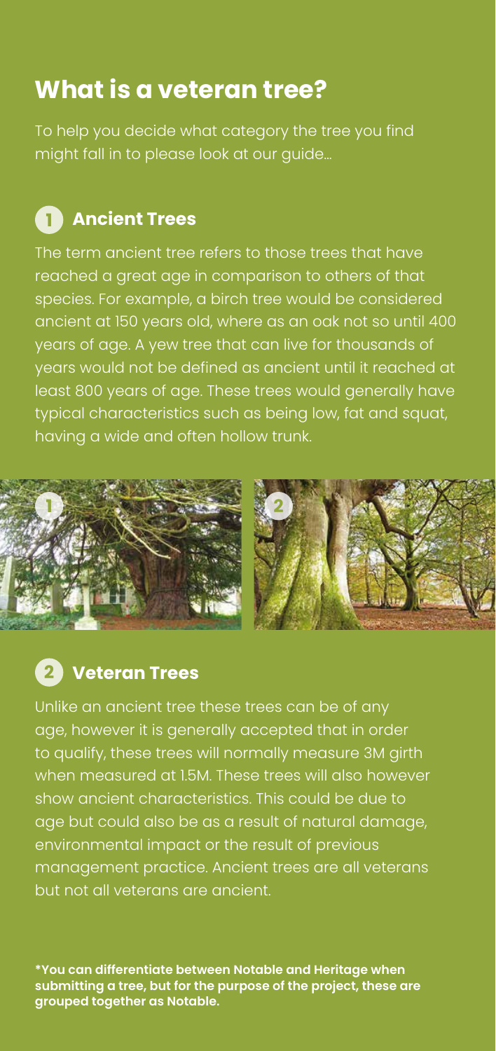# What is a veteran tree?

To help you decide what category the tree you find might fall in to please look at our guide...

## 1 Ancient Trees

The term ancient tree refers to those trees that have reached a great age in comparison to others of that species. For example, a birch tree would be considered ancient at 150 years old, where as an oak not so until 400 years of age. A yew tree that can live for thousands of years would not be defined as ancient until it reached at least 800 years of age. These trees would generally have typical characteristics such as being low, fat and squat, having a wide and often hollow trunk.

## 2 Veteran Trees

Unlike an ancient tree these trees can be of any age, however it is generally accepted that in order to qualify, these trees will normally measure 3M girth when measured at 1.5M. These trees will also however show ancient characteristics. This could be due to age but could also be as a result of natural damage, environmental impact or the result of previous management practice. Ancient trees are all veterans but not all veterans are ancient.

**\*You can differentiate between Notable and Heritage when submitting a tree, but for the purpose of the project, these are grouped together as Notable.**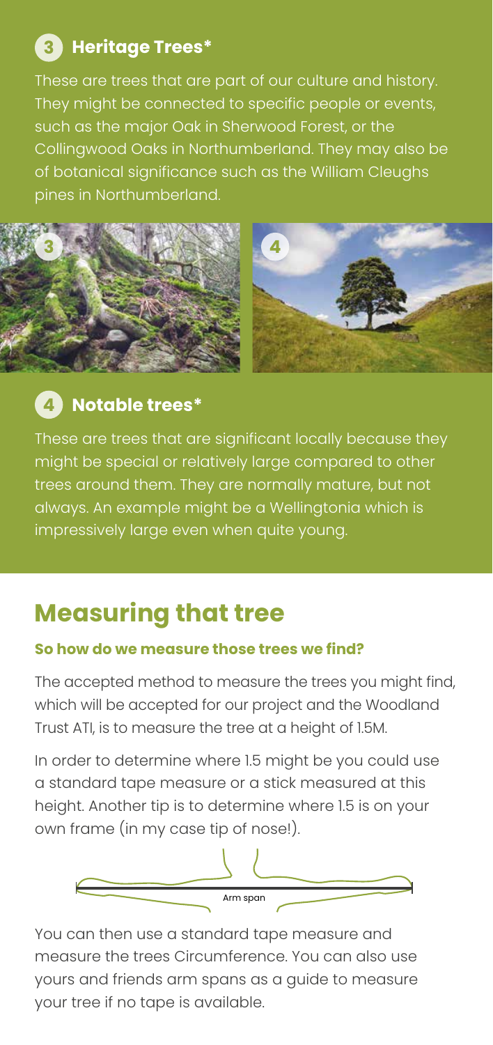### 3 Heritage Trees*

These are trees that are part of our culture and history. They might be connected to specific people or events, such as the major Oak in Sherwood Forest, or the Collingwood Oaks in Northumberland. They may also be of botanical significance such as the William Cleughs pines in Northumberland.

### 4 Notable trees*

These are trees that are significant locally because they might be special or relatively large compared to other trees around them. They are normally mature, but not always. An example might be a Wellingtonia which is impressively large even when quite young.

## Measuring that tree

**So how do we measure those trees we find?**

The accepted method to measure the trees you might find, which will be accepted for our project and the Woodland Trust ATI, is to measure the tree at a height of 1.5M.

In order to determine where 1.5 might be you could use a standard tape measure or a stick measured at this height. Another tip is to determine where 1.5 is on your own frame (in my case tip of nose!).

Arm span

You can then use a standard tape measure and measure the trees Circumference. You can also use yours and friends arm spans as a guide to measure your tree if no tape is available.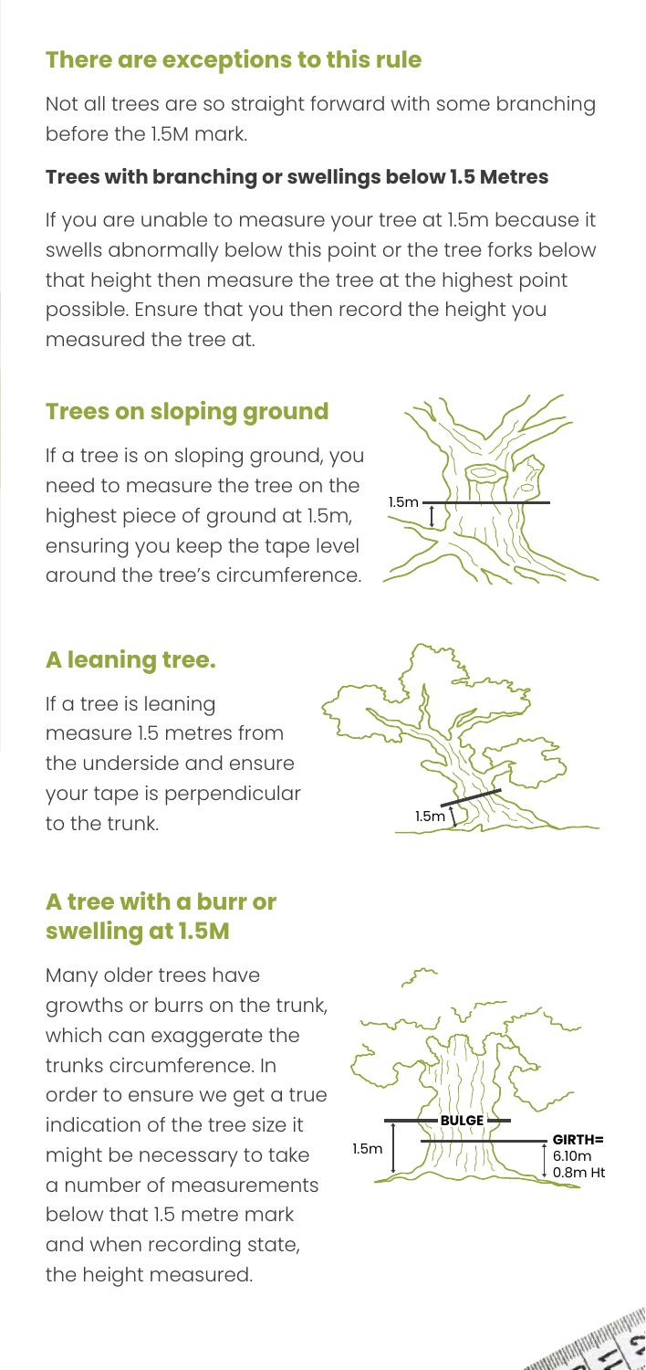## There are exceptions to this rule

Not all trees are so straight forward with some branching before the 1.5M mark.

### Trees with branching or swellings below 1.5 Metres

If you are unable to measure your tree at 1.5m because it swells abnormally below this point or the tree forks below that height then measure the tree at the highest point possible. Ensure that you then record the height you measured the tree at.

## Trees on sloping ground

If a tree is on sloping ground, you need to measure the tree on the highest piece of ground at 1.5m, ensuring you keep the tape level around the tree's circumference.

## A leaning tree.

If a tree is leaning measure 1.5 metres from the underside and ensure your tape is perpendicular to the trunk.

## A tree with a burr or swelling at 1.5M

Many older trees have growths or burrs on the trunk, which can exaggerate the trunks circumference. In order to ensure we get a true indication of the tree size it might be necessary to take a number of measurements below that 1.5 metre mark and when recording state, the height measured.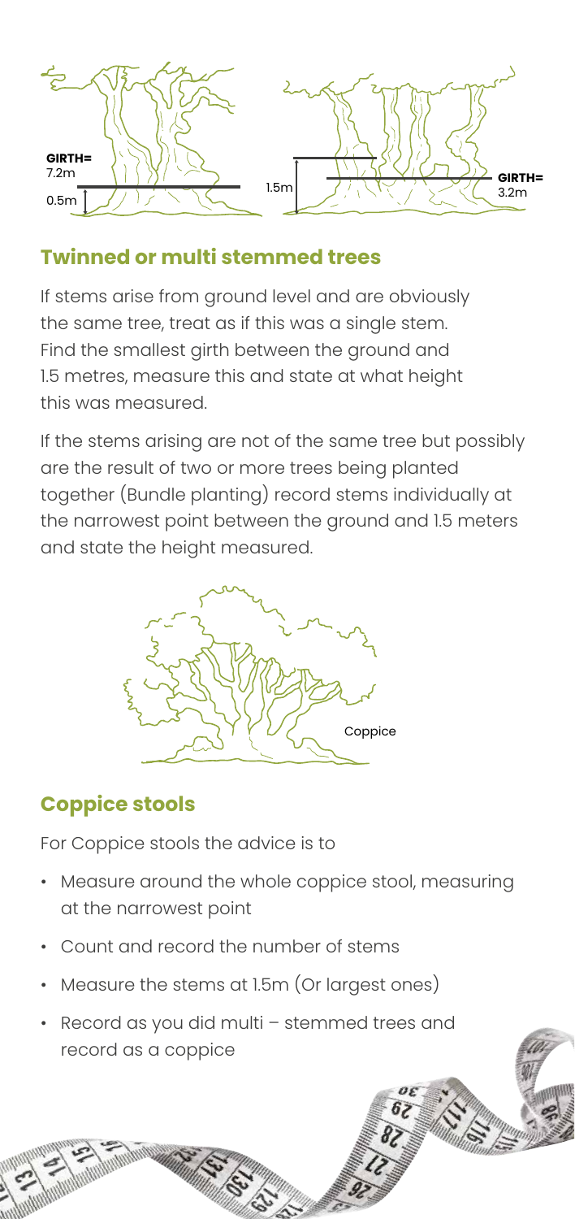## Twinned or multi stemmed trees

If stems arise from ground level and are obviously the same tree, treat as if this was a single stem. Find the smallest girth between the ground and 1.5 metres, measure this and state at what height this was measured.

If the stems arising are not of the same tree but possibly are the result of two or more trees being planted together (Bundle planting) record stems individually at the narrowest point between the ground and 1.5 meters and state the height measured.

## Coppice stools

For Coppice stools the advice is to

- Measure around the whole coppice stool, measuring at the narrowest point
- Count and record the number of stems
- Measure the stems at 1.5m (Or largest ones)
- Record as you did multi – stemmed trees and record as a coppice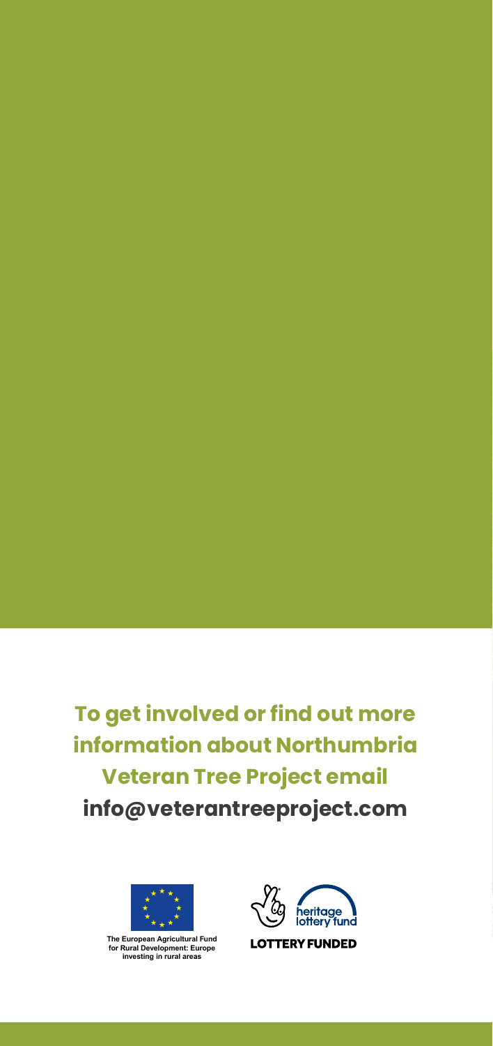**To get involved or find out more information about Northumbria Veteran Tree Project email info@veterantreeproject.com**

The European Agricultural Fund for Rural Development: Europe investing in rural areas

heritage lottery fund

LOTTERY FUNDED